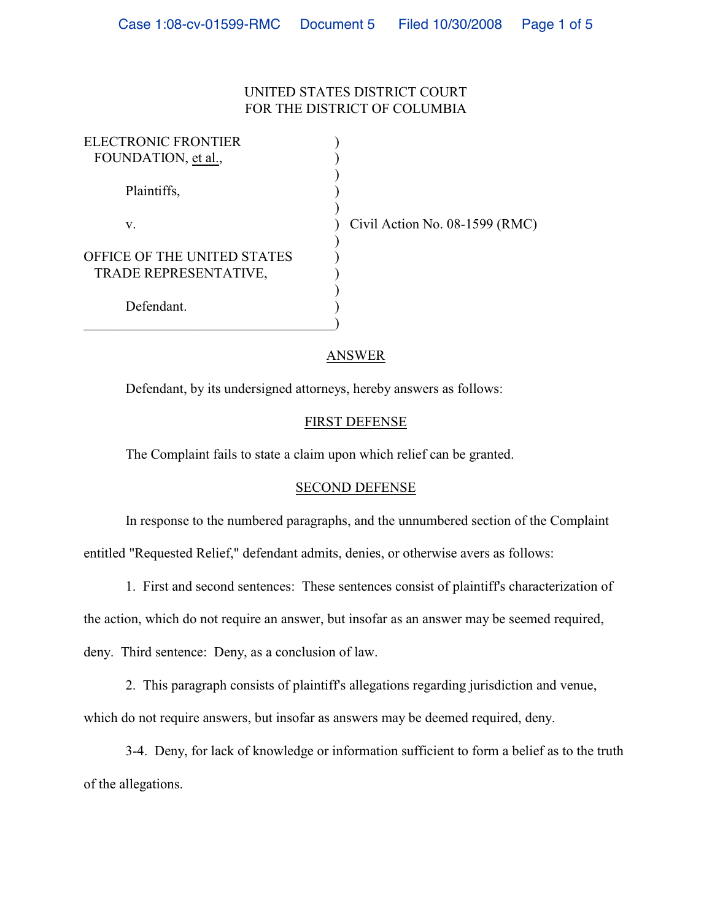UNITED STATES DISTRICT COURT
FOR THE DISTRICT OF COLUMBIA

| | | |
|---|---|---|
| ELECTRONIC FRONTIER FOUNDATION, et al., | ) | |
| Plaintiffs, | ) | |
| v. | ) | Civil Action No. 08-1599 (RMC) |
| OFFICE OF THE UNITED STATES TRADE REPRESENTATIVE, | ) | |
| Defendant. | ) | |

## ANSWER

Defendant, by its undersigned attorneys, hereby answers as follows:

### FIRST DEFENSE

The Complaint fails to state a claim upon which relief can be granted.

### SECOND DEFENSE

In response to the numbered paragraphs, and the unnumbered section of the Complaint entitled "Requested Relief," defendant admits, denies, or otherwise avers as follows:

1. First and second sentences: These sentences consist of plaintiff's characterization of the action, which do not require an answer, but insofar as an answer may be seemed required, deny. Third sentence: Deny, as a conclusion of law.

2. This paragraph consists of plaintiff's allegations regarding jurisdiction and venue, which do not require answers, but insofar as answers may be deemed required, deny.

3-4. Deny, for lack of knowledge or information sufficient to form a belief as to the truth of the allegations.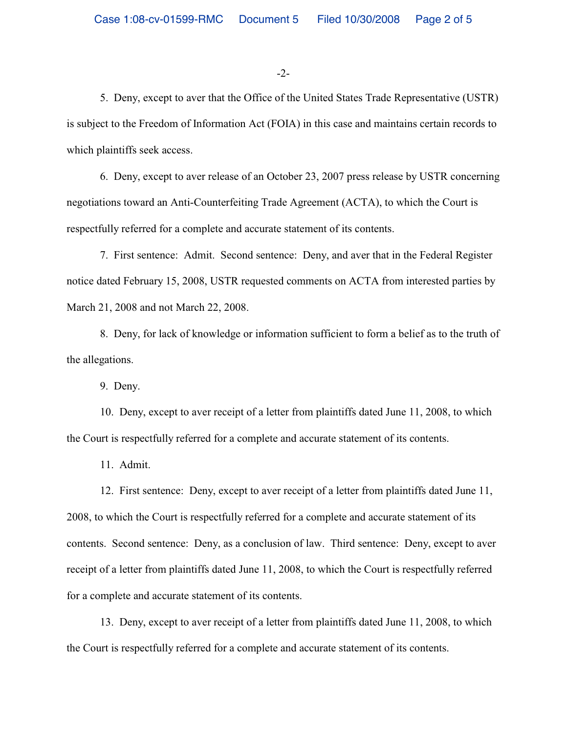5. Deny, except to aver that the Office of the United States Trade Representative (USTR) is subject to the Freedom of Information Act (FOIA) in this case and maintains certain records to which plaintiffs seek access.

6. Deny, except to aver release of an October 23, 2007 press release by USTR concerning negotiations toward an Anti-Counterfeiting Trade Agreement (ACTA), to which the Court is respectfully referred for a complete and accurate statement of its contents.

7. First sentence: Admit. Second sentence: Deny, and aver that in the Federal Register notice dated February 15, 2008, USTR requested comments on ACTA from interested parties by March 21, 2008 and not March 22, 2008.

8. Deny, for lack of knowledge or information sufficient to form a belief as to the truth of the allegations.

9. Deny.

10. Deny, except to aver receipt of a letter from plaintiffs dated June 11, 2008, to which the Court is respectfully referred for a complete and accurate statement of its contents.

11. Admit.

12. First sentence: Deny, except to aver receipt of a letter from plaintiffs dated June 11, 2008, to which the Court is respectfully referred for a complete and accurate statement of its contents. Second sentence: Deny, as a conclusion of law. Third sentence: Deny, except to aver receipt of a letter from plaintiffs dated June 11, 2008, to which the Court is respectfully referred for a complete and accurate statement of its contents.

13. Deny, except to aver receipt of a letter from plaintiffs dated June 11, 2008, to which the Court is respectfully referred for a complete and accurate statement of its contents.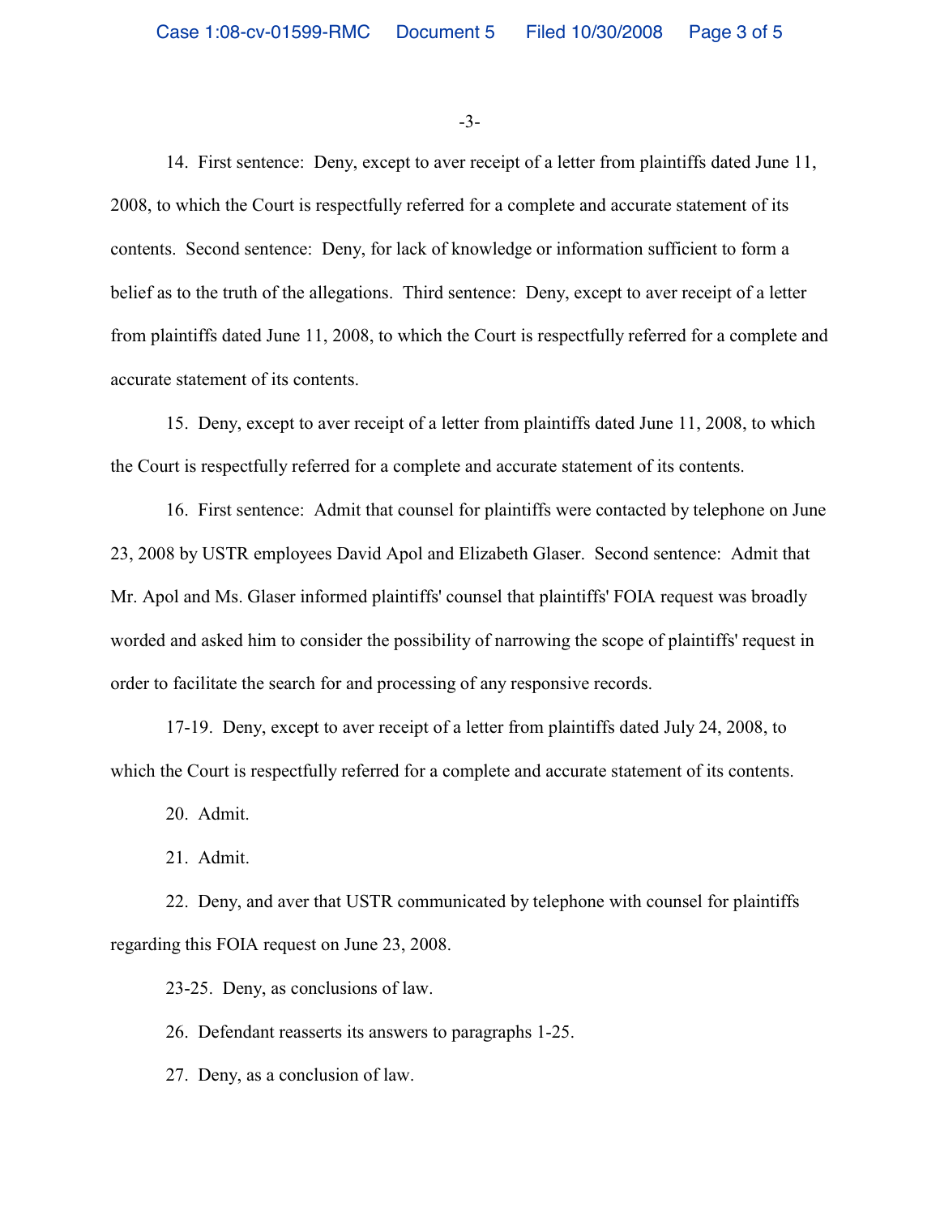14. First sentence: Deny, except to aver receipt of a letter from plaintiffs dated June 11, 2008, to which the Court is respectfully referred for a complete and accurate statement of its contents. Second sentence: Deny, for lack of knowledge or information sufficient to form a belief as to the truth of the allegations. Third sentence: Deny, except to aver receipt of a letter from plaintiffs dated June 11, 2008, to which the Court is respectfully referred for a complete and accurate statement of its contents.

15. Deny, except to aver receipt of a letter from plaintiffs dated June 11, 2008, to which the Court is respectfully referred for a complete and accurate statement of its contents.

16. First sentence: Admit that counsel for plaintiffs were contacted by telephone on June 23, 2008 by USTR employees David Apol and Elizabeth Glaser. Second sentence: Admit that Mr. Apol and Ms. Glaser informed plaintiffs' counsel that plaintiffs' FOIA request was broadly worded and asked him to consider the possibility of narrowing the scope of plaintiffs' request in order to facilitate the search for and processing of any responsive records.

17-19. Deny, except to aver receipt of a letter from plaintiffs dated July 24, 2008, to which the Court is respectfully referred for a complete and accurate statement of its contents.

20. Admit.

21. Admit.

22. Deny, and aver that USTR communicated by telephone with counsel for plaintiffs regarding this FOIA request on June 23, 2008.

23-25. Deny, as conclusions of law.

26. Defendant reasserts its answers to paragraphs 1-25.

27. Deny, as a conclusion of law.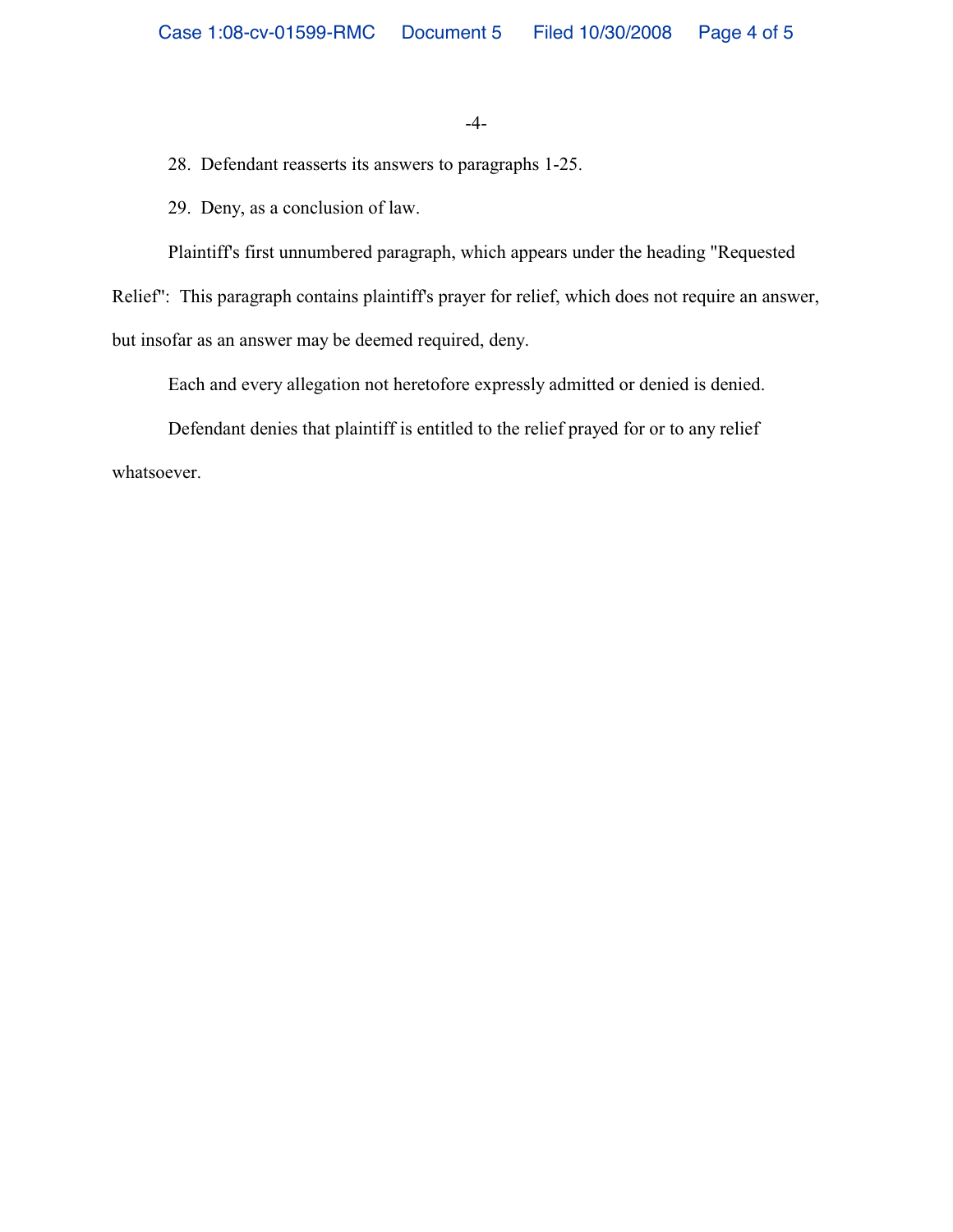28. Defendant reasserts its answers to paragraphs 1-25.

29. Deny, as a conclusion of law.

Plaintiff's first unnumbered paragraph, which appears under the heading "Requested Relief": This paragraph contains plaintiff's prayer for relief, which does not require an answer, but insofar as an answer may be deemed required, deny.

Each and every allegation not heretofore expressly admitted or denied is denied.

Defendant denies that plaintiff is entitled to the relief prayed for or to any relief whatsoever.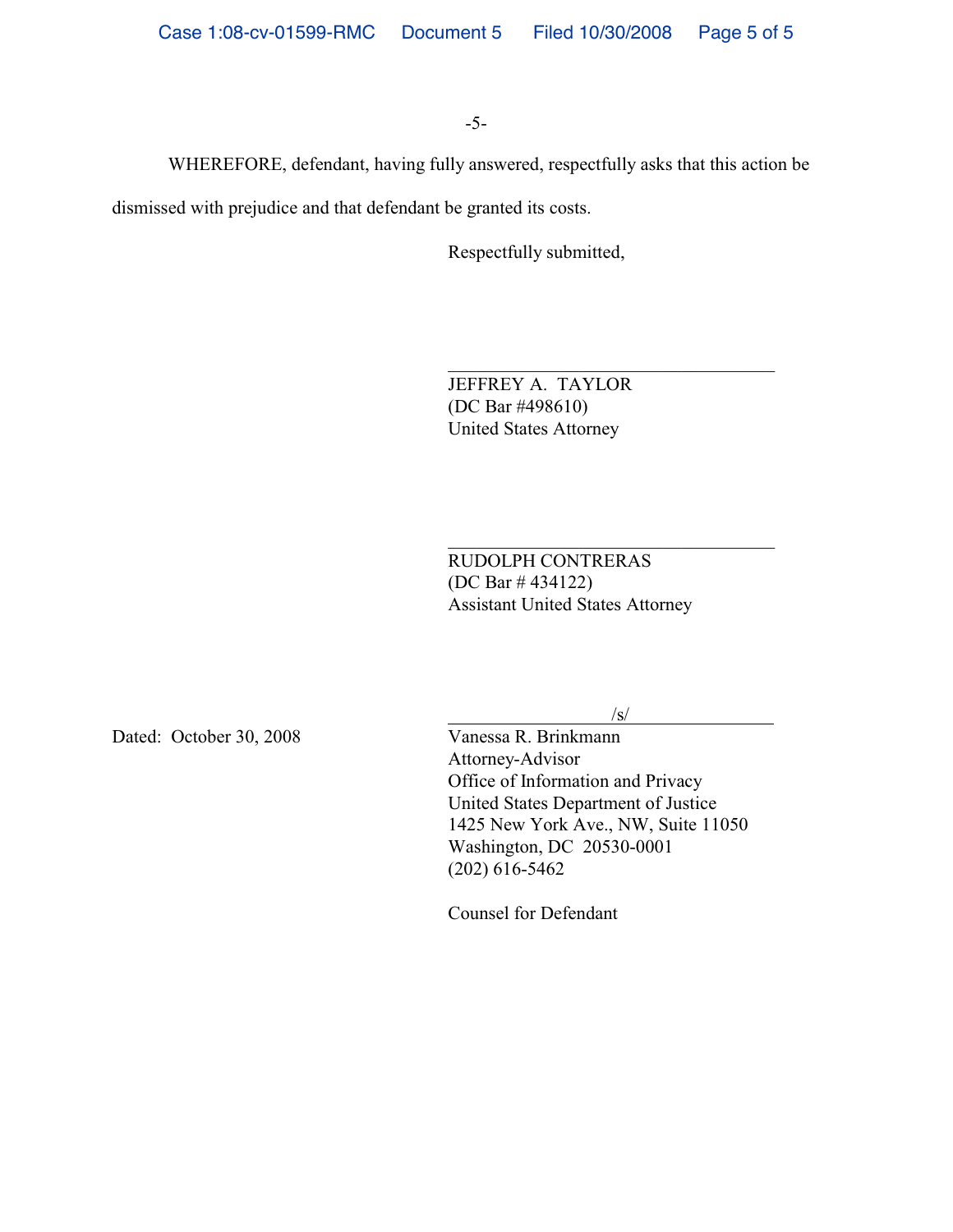WHEREFORE, defendant, having fully answered, respectfully asks that this action be dismissed with prejudice and that defendant be granted its costs.

Respectfully submitted,

\_\_\_\_\_\_\_\_\_\_\_\_\_\_\_\_\_\_\_\_\_\_\_\_\_\_\_\_\_\_\_\_\_\_\_\_\_\_\_\_
JEFFREY A. TAYLOR
(DC Bar #498610)
United States Attorney

\_\_\_\_\_\_\_\_\_\_\_\_\_\_\_\_\_\_\_\_\_\_\_\_\_\_\_\_\_\_\_\_\_\_\_\_\_\_\_\_
RUDOLPH CONTRERAS
(DC Bar # 434122)
Assistant United States Attorney

/s/
Dated: October 30, 2008

Vanessa R. Brinkmann
Attorney-Advisor
Office of Information and Privacy
United States Department of Justice
1425 New York Ave., NW, Suite 11050
Washington, DC 20530-0001
(202) 616-5462

Counsel for Defendant